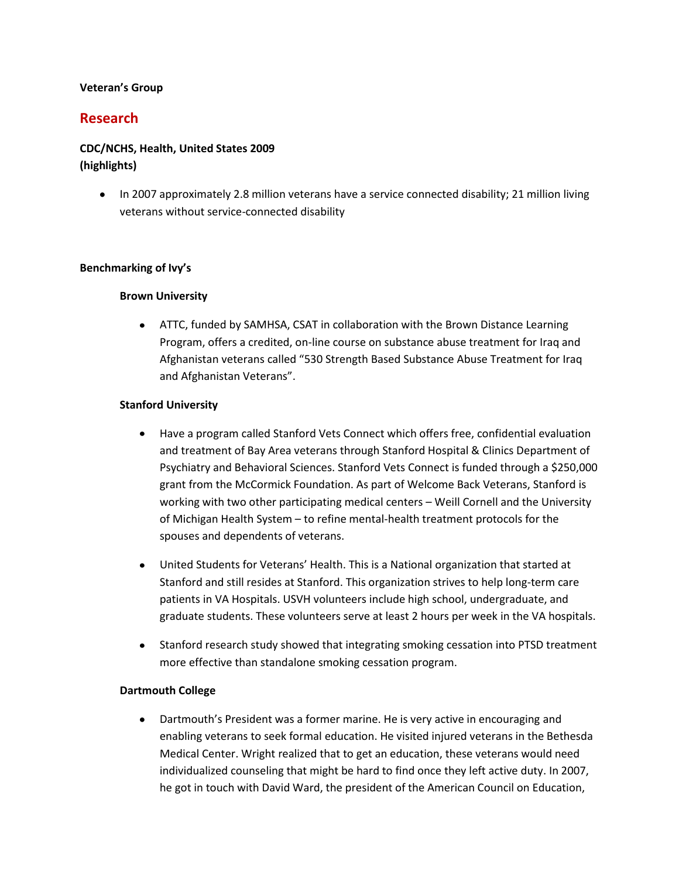**Veteran's Group**

# Research

**CDC/NCHS, Health, United States 2009 (highlights)**

- In 2007 approximately 2.8 million veterans have a service connected disability; 21 million living veterans without service-connected disability

**Benchmarking of Ivy's**

**Brown University**

- ATTC, funded by SAMHSA, CSAT in collaboration with the Brown Distance Learning Program, offers a credited, on-line course on substance abuse treatment for Iraq and Afghanistan veterans called "530 Strength Based Substance Abuse Treatment for Iraq and Afghanistan Veterans".

**Stanford University**

- Have a program called Stanford Vets Connect which offers free, confidential evaluation and treatment of Bay Area veterans through Stanford Hospital & Clinics Department of Psychiatry and Behavioral Sciences. Stanford Vets Connect is funded through a $250,000 grant from the McCormick Foundation. As part of Welcome Back Veterans, Stanford is working with two other participating medical centers – Weill Cornell and the University of Michigan Health System – to refine mental-health treatment protocols for the spouses and dependents of veterans.

- United Students for Veterans' Health. This is a National organization that started at Stanford and still resides at Stanford. This organization strives to help long-term care patients in VA Hospitals. USVH volunteers include high school, undergraduate, and graduate students. These volunteers serve at least 2 hours per week in the VA hospitals.

- Stanford research study showed that integrating smoking cessation into PTSD treatment more effective than standalone smoking cessation program.

**Dartmouth College**

- Dartmouth's President was a former marine. He is very active in encouraging and enabling veterans to seek formal education. He visited injured veterans in the Bethesda Medical Center. Wright realized that to get an education, these veterans would need individualized counseling that might be hard to find once they left active duty. In 2007, he got in touch with David Ward, the president of the American Council on Education,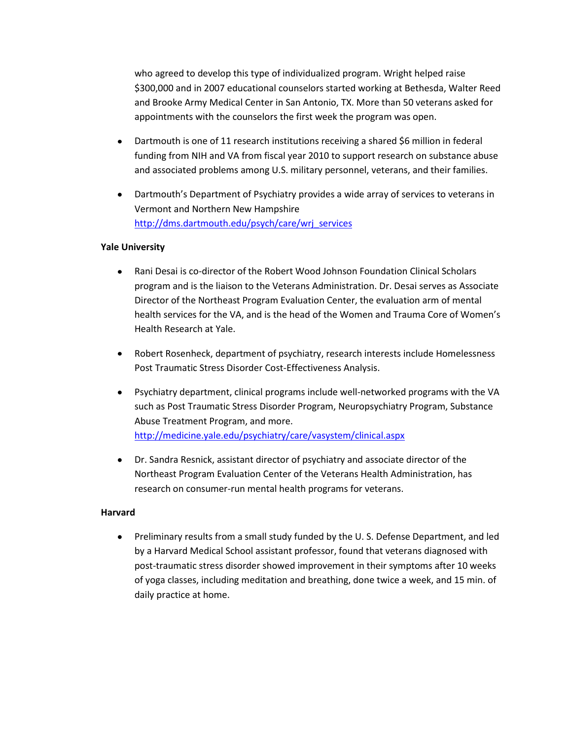who agreed to develop this type of individualized program. Wright helped raise $300,000 and in 2007 educational counselors started working at Bethesda, Walter Reed and Brooke Army Medical Center in San Antonio, TX. More than 50 veterans asked for appointments with the counselors the first week the program was open.

- Dartmouth is one of 11 research institutions receiving a shared $6 million in federal funding from NIH and VA from fiscal year 2010 to support research on substance abuse and associated problems among U.S. military personnel, veterans, and their families.

- Dartmouth's Department of Psychiatry provides a wide array of services to veterans in Vermont and Northern New Hampshire http://dms.dartmouth.edu/psych/care/wrj_services

**Yale University**

- Rani Desai is co-director of the Robert Wood Johnson Foundation Clinical Scholars program and is the liaison to the Veterans Administration. Dr. Desai serves as Associate Director of the Northeast Program Evaluation Center, the evaluation arm of mental health services for the VA, and is the head of the Women and Trauma Core of Women's Health Research at Yale.

- Robert Rosenheck, department of psychiatry, research interests include Homelessness Post Traumatic Stress Disorder Cost-Effectiveness Analysis.

- Psychiatry department, clinical programs include well-networked programs with the VA such as Post Traumatic Stress Disorder Program, Neuropsychiatry Program, Substance Abuse Treatment Program, and more. http://medicine.yale.edu/psychiatry/care/vasystem/clinical.aspx

- Dr. Sandra Resnick, assistant director of psychiatry and associate director of the Northeast Program Evaluation Center of the Veterans Health Administration, has research on consumer-run mental health programs for veterans.

**Harvard**

- Preliminary results from a small study funded by the U. S. Defense Department, and led by a Harvard Medical School assistant professor, found that veterans diagnosed with post-traumatic stress disorder showed improvement in their symptoms after 10 weeks of yoga classes, including meditation and breathing, done twice a week, and 15 min. of daily practice at home.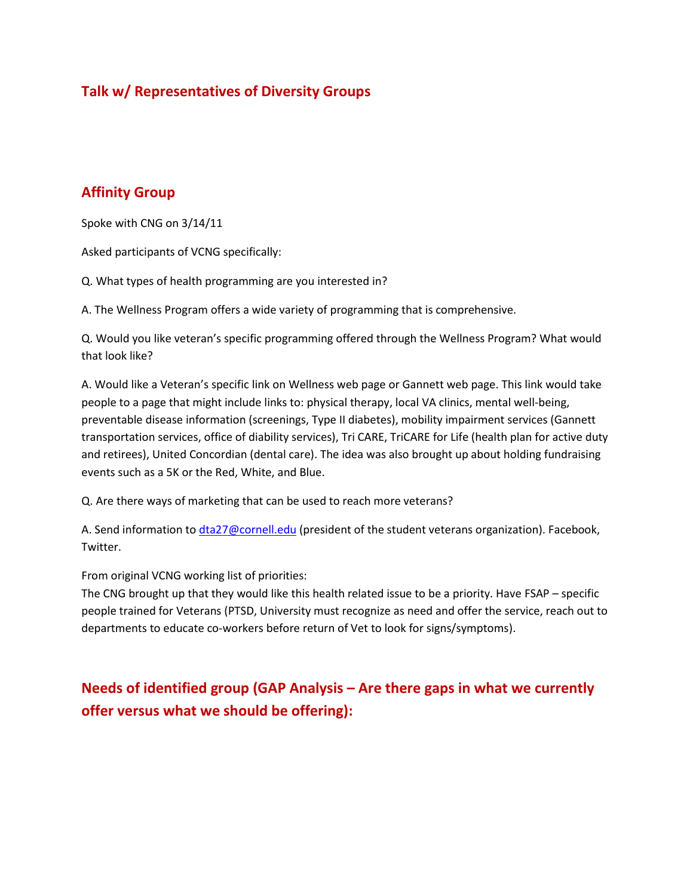## Talk w/ Representatives of Diversity Groups

## Affinity Group

Spoke with CNG on 3/14/11

Asked participants of VCNG specifically:

Q. What types of health programming are you interested in?

A. The Wellness Program offers a wide variety of programming that is comprehensive.

Q. Would you like veteran's specific programming offered through the Wellness Program? What would that look like?

A. Would like a Veteran's specific link on Wellness web page or Gannett web page. This link would take people to a page that might include links to: physical therapy, local VA clinics, mental well-being, preventable disease information (screenings, Type II diabetes), mobility impairment services (Gannett transportation services, office of diability services), Tri CARE, TriCARE for Life (health plan for active duty and retirees), United Concordian (dental care). The idea was also brought up about holding fundraising events such as a 5K or the Red, White, and Blue.

Q. Are there ways of marketing that can be used to reach more veterans?

A. Send information to dta27@cornell.edu (president of the student veterans organization). Facebook, Twitter.

From original VCNG working list of priorities:
The CNG brought up that they would like this health related issue to be a priority. Have FSAP – specific people trained for Veterans (PTSD, University must recognize as need and offer the service, reach out to departments to educate co-workers before return of Vet to look for signs/symptoms).

## Needs of identified group (GAP Analysis – Are there gaps in what we currently offer versus what we should be offering):